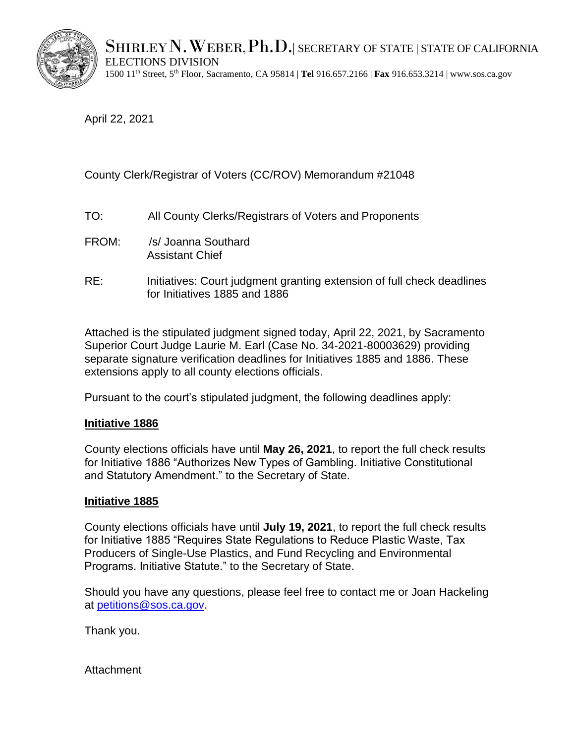SHIRLEY N. WEBER, Ph.D. | SECRETARY OF STATE | STATE OF CALIFORNIA
ELECTIONS DIVISION
1500 11th Street, 5th Floor, Sacramento, CA 95814 | **Tel** 916.657.2166 | **Fax** 916.653.3214 | www.sos.ca.gov

April 22, 2021

County Clerk/Registrar of Voters (CC/ROV) Memorandum #21048

TO: All County Clerks/Registrars of Voters and Proponents

FROM: /s/ Joanna Southard
Assistant Chief

RE: Initiatives: Court judgment granting extension of full check deadlines for Initiatives 1885 and 1886

Attached is the stipulated judgment signed today, April 22, 2021, by Sacramento Superior Court Judge Laurie M. Earl (Case No. 34-2021-80003629) providing separate signature verification deadlines for Initiatives 1885 and 1886. These extensions apply to all county elections officials.

Pursuant to the court's stipulated judgment, the following deadlines apply:

**Initiative 1886**

County elections officials have until **May 26, 2021**, to report the full check results for Initiative 1886 "Authorizes New Types of Gambling. Initiative Constitutional and Statutory Amendment." to the Secretary of State.

**Initiative 1885**

County elections officials have until **July 19, 2021**, to report the full check results for Initiative 1885 "Requires State Regulations to Reduce Plastic Waste, Tax Producers of Single-Use Plastics, and Fund Recycling and Environmental Programs. Initiative Statute." to the Secretary of State.

Should you have any questions, please feel free to contact me or Joan Hackeling at petitions@sos.ca.gov.

Thank you.

Attachment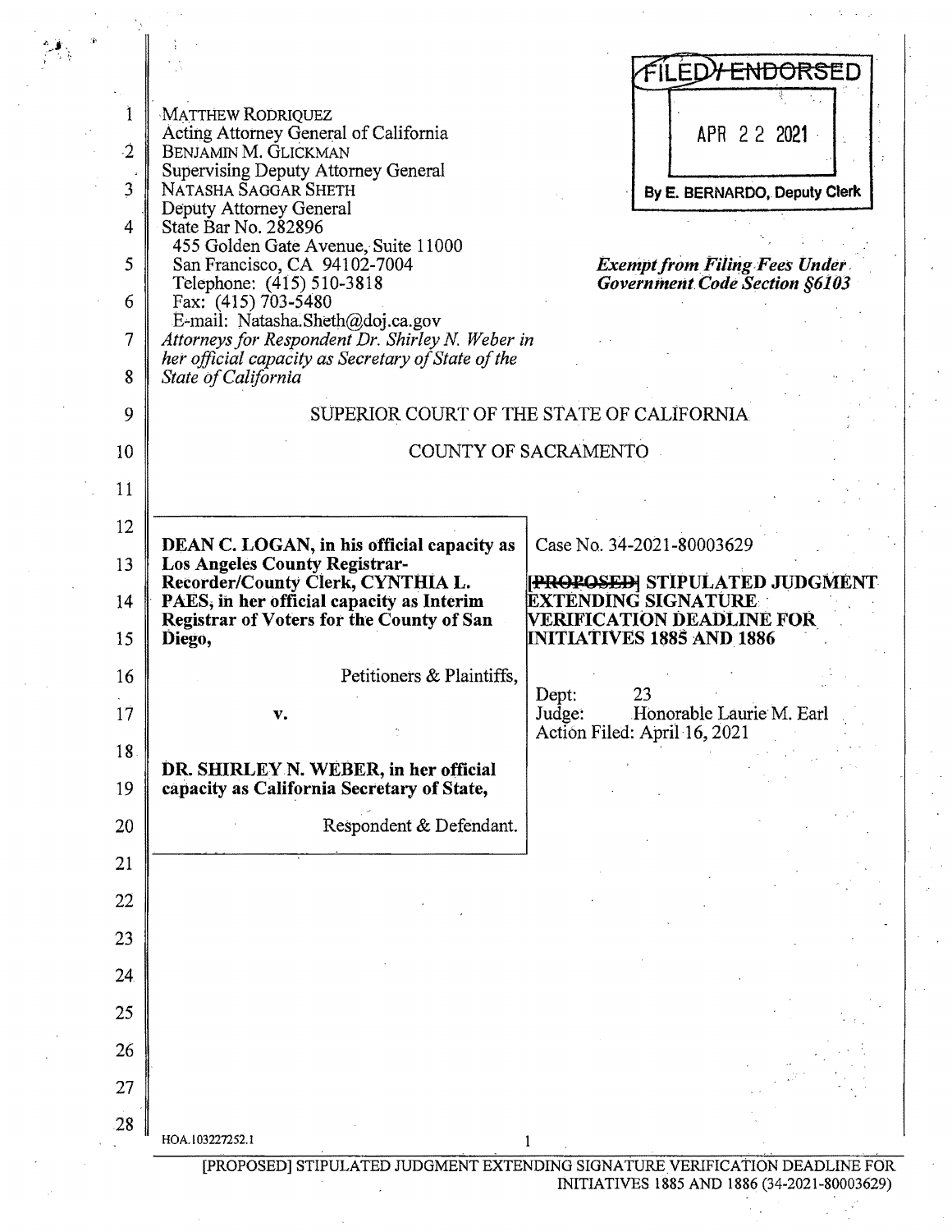MATTHEW RODRIQUEZ
Acting Attorney General of California
BENJAMIN M. GLICKMAN
Supervising Deputy Attorney General
NATASHA SAGGAR SHETH
Deputy Attorney General
State Bar No. 282896
455 Golden Gate Avenue, Suite 11000
San Francisco, CA 94102-7004
Telephone: (415) 510-3818
Fax: (415) 703-5480
E-mail: Natasha.Sheth@doj.ca.gov
*Attorneys for Respondent Dr. Shirley N. Weber in her official capacity as Secretary of State of the State of California*

FILED/ENDORSED
APR 22 2021
By E. BERNARDO, Deputy Clerk

***Exempt from Filing Fees Under Government Code Section §6103***

SUPERIOR COURT OF THE STATE OF CALIFORNIA

COUNTY OF SACRAMENTO

**DEAN C. LOGAN, in his official capacity as Los Angeles County Registrar-Recorder/County Clerk, CYNTHIA L. PAES, in her official capacity as Interim Registrar of Voters for the County of San Diego,**

Petitioners & Plaintiffs,

**v.**

**DR. SHIRLEY N. WEBER, in her official capacity as California Secretary of State,**

Respondent & Defendant.

Case No. 34-2021-80003629

**~~[PROPOSED]~~ STIPULATED JUDGMENT EXTENDING SIGNATURE VERIFICATION DEADLINE FOR INITIATIVES 1885 AND 1886**

Dept: 23
Judge: Honorable Laurie M. Earl
Action Filed: April 16, 2021

HOA.103227252.1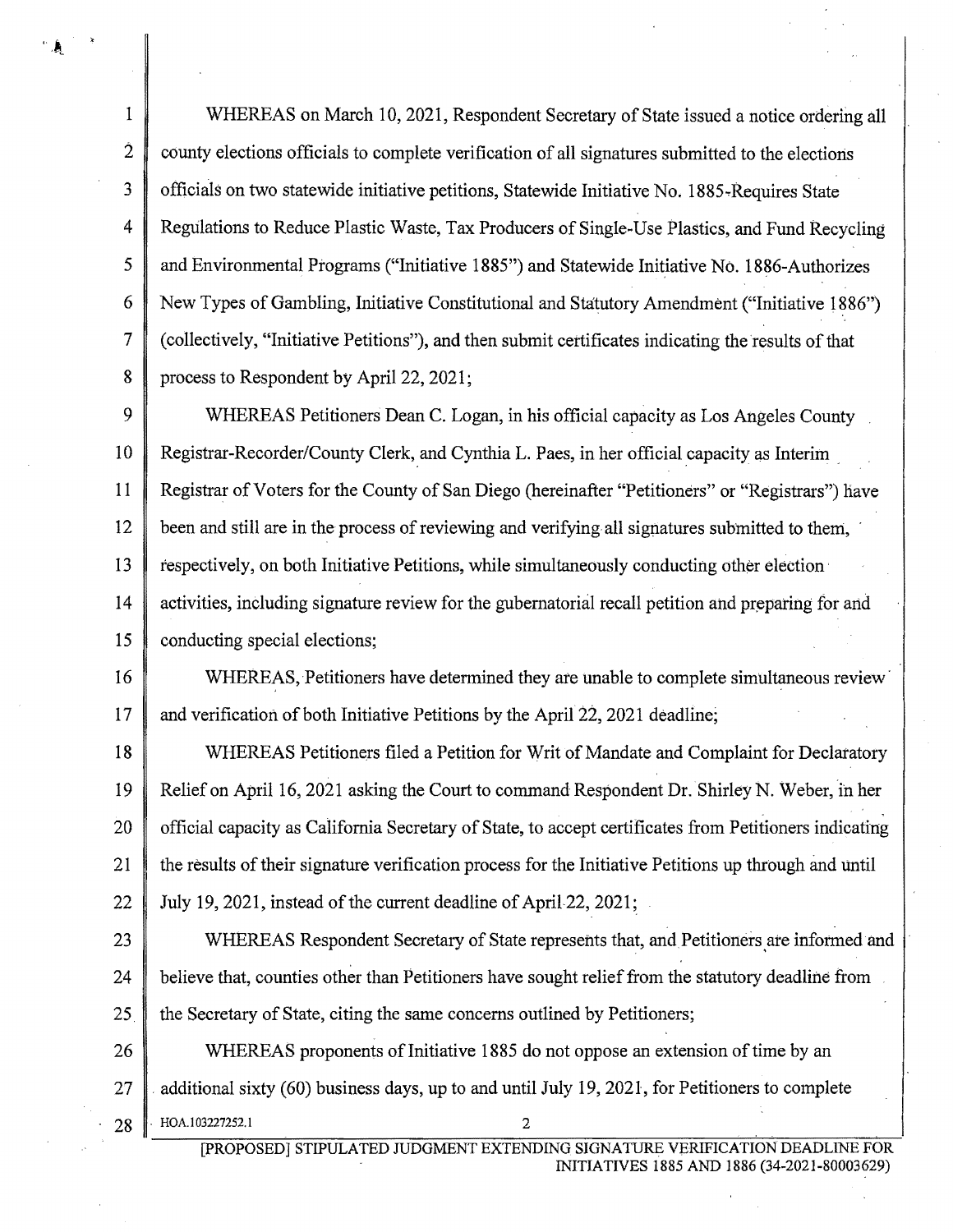WHEREAS on March 10, 2021, Respondent Secretary of State issued a notice ordering all county elections officials to complete verification of all signatures submitted to the elections officials on two statewide initiative petitions, Statewide Initiative No. 1885-Requires State Regulations to Reduce Plastic Waste, Tax Producers of Single-Use Plastics, and Fund Recycling and Environmental Programs ("Initiative 1885") and Statewide Initiative No. 1886-Authorizes New Types of Gambling, Initiative Constitutional and Statutory Amendment ("Initiative 1886") (collectively, "Initiative Petitions"), and then submit certificates indicating the results of that process to Respondent by April 22, 2021;

WHEREAS Petitioners Dean C. Logan, in his official capacity as Los Angeles County Registrar-Recorder/County Clerk, and Cynthia L. Paes, in her official capacity as Interim Registrar of Voters for the County of San Diego (hereinafter "Petitioners" or "Registrars") have been and still are in the process of reviewing and verifying all signatures submitted to them, respectively, on both Initiative Petitions, while simultaneously conducting other election activities, including signature review for the gubernatorial recall petition and preparing for and conducting special elections;

WHEREAS, Petitioners have determined they are unable to complete simultaneous review and verification of both Initiative Petitions by the April 22, 2021 deadline;

WHEREAS Petitioners filed a Petition for Writ of Mandate and Complaint for Declaratory Relief on April 16, 2021 asking the Court to command Respondent Dr. Shirley N. Weber, in her official capacity as California Secretary of State, to accept certificates from Petitioners indicating the results of their signature verification process for the Initiative Petitions up through and until July 19, 2021, instead of the current deadline of April 22, 2021;

WHEREAS Respondent Secretary of State represents that, and Petitioners are informed and believe that, counties other than Petitioners have sought relief from the statutory deadline from the Secretary of State, citing the same concerns outlined by Petitioners;

WHEREAS proponents of Initiative 1885 do not oppose an extension of time by an additional sixty (60) business days, up to and until July 19, 2021, for Petitioners to complete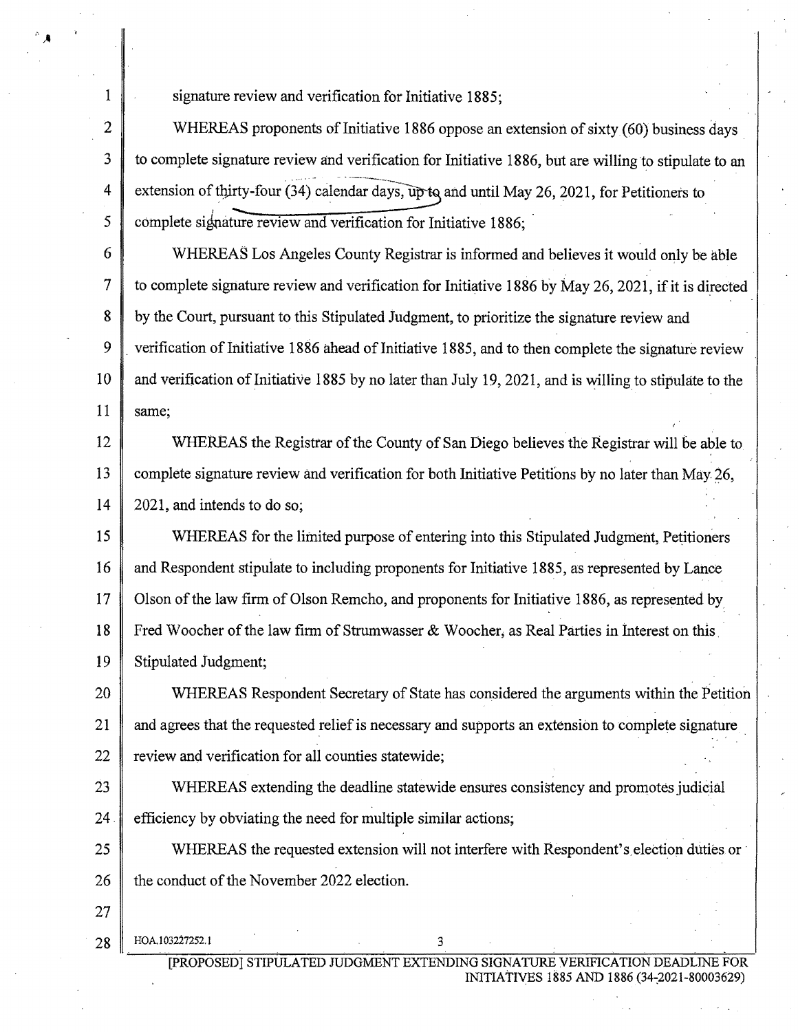signature review and verification for Initiative 1885;

WHEREAS proponents of Initiative 1886 oppose an extension of sixty (60) business days to complete signature review and verification for Initiative 1886, but are willing to stipulate to an extension of thirty-four (34) calendar days, up to and until May 26, 2021, for Petitioners to complete signature review and verification for Initiative 1886;

WHEREAS Los Angeles County Registrar is informed and believes it would only be able to complete signature review and verification for Initiative 1886 by May 26, 2021, if it is directed by the Court, pursuant to this Stipulated Judgment, to prioritize the signature review and verification of Initiative 1886 ahead of Initiative 1885, and to then complete the signature review and verification of Initiative 1885 by no later than July 19, 2021, and is willing to stipulate to the same;

WHEREAS the Registrar of the County of San Diego believes the Registrar will be able to complete signature review and verification for both Initiative Petitions by no later than May 26, 2021, and intends to do so;

WHEREAS for the limited purpose of entering into this Stipulated Judgment, Petitioners and Respondent stipulate to including proponents for Initiative 1885, as represented by Lance Olson of the law firm of Olson Remcho, and proponents for Initiative 1886, as represented by Fred Woocher of the law firm of Strumwasser & Woocher, as Real Parties in Interest on this Stipulated Judgment;

WHEREAS Respondent Secretary of State has considered the arguments within the Petition and agrees that the requested relief is necessary and supports an extension to complete signature review and verification for all counties statewide;

WHEREAS extending the deadline statewide ensures consistency and promotes judicial efficiency by obviating the need for multiple similar actions;

WHEREAS the requested extension will not interfere with Respondent's election duties or the conduct of the November 2022 election.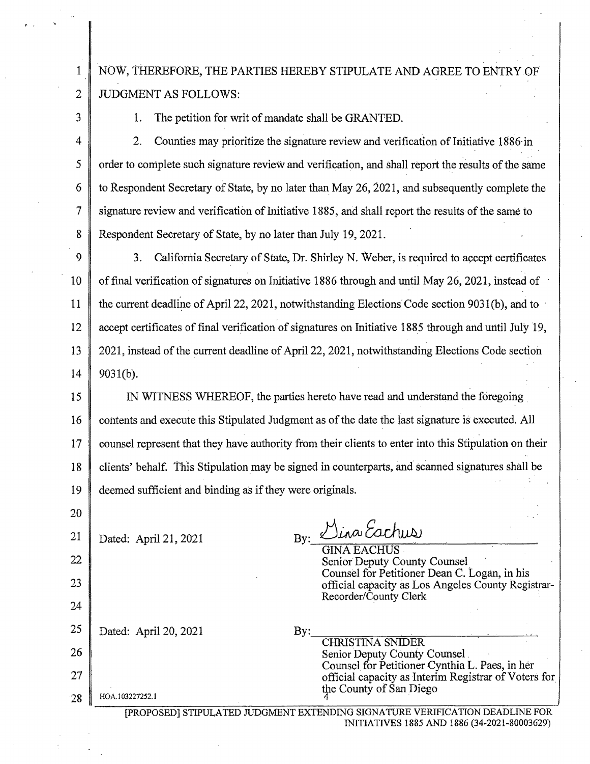NOW, THEREFORE, THE PARTIES HEREBY STIPULATE AND AGREE TO ENTRY OF JUDGMENT AS FOLLOWS:

1. The petition for writ of mandate shall be GRANTED.

2. Counties may prioritize the signature review and verification of Initiative 1886 in order to complete such signature review and verification, and shall report the results of the same to Respondent Secretary of State, by no later than May 26, 2021, and subsequently complete the signature review and verification of Initiative 1885, and shall report the results of the same to Respondent Secretary of State, by no later than July 19, 2021.

3. California Secretary of State, Dr. Shirley N. Weber, is required to accept certificates of final verification of signatures on Initiative 1886 through and until May 26, 2021, instead of the current deadline of April 22, 2021, notwithstanding Elections Code section 9031(b), and to accept certificates of final verification of signatures on Initiative 1885 through and until July 19, 2021, instead of the current deadline of April 22, 2021, notwithstanding Elections Code section 9031(b).

IN WITNESS WHEREOF, the parties hereto have read and understand the foregoing contents and execute this Stipulated Judgment as of the date the last signature is executed. All counsel represent that they have authority from their clients to enter into this Stipulation on their clients' behalf. This Stipulation may be signed in counterparts, and scanned signatures shall be deemed sufficient and binding as if they were originals.

Dated: April 21, 2021

By: *Gina Eachus*
GINA EACHUS
Senior Deputy County Counsel
Counsel for Petitioner Dean C. Logan, in his official capacity as Los Angeles County Registrar-Recorder/County Clerk

Dated: April 20, 2021

By: ______________________
CHRISTINA SNIDER
Senior Deputy County Counsel
Counsel for Petitioner Cynthia L. Paes, in her official capacity as Interim Registrar of Voters for the County of San Diego

HOA.103227252.1

[PROPOSED] STIPULATED JUDGMENT EXTENDING SIGNATURE VERIFICATION DEADLINE FOR INITIATIVES 1885 AND 1886 (34-2021-80003629)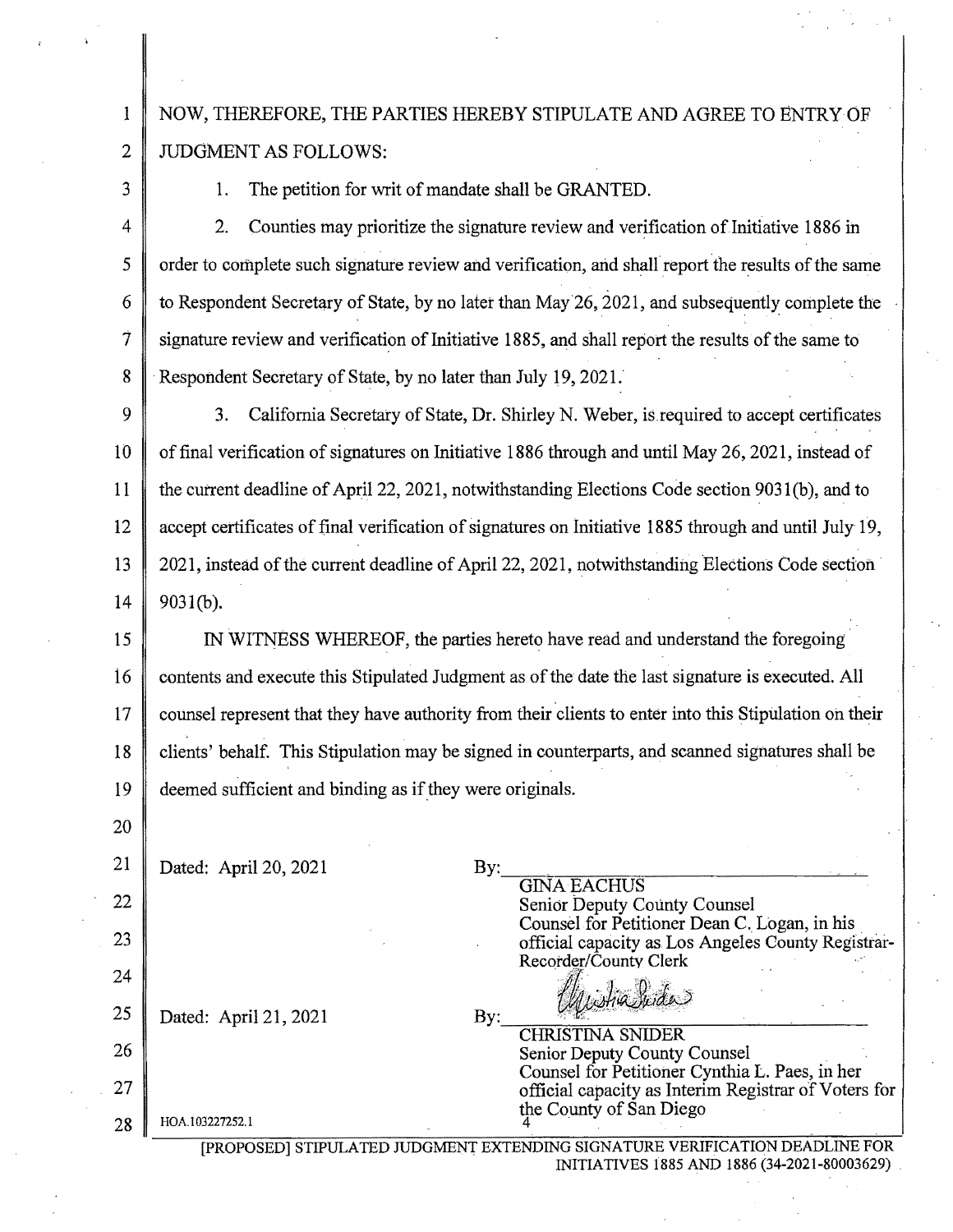NOW, THEREFORE, THE PARTIES HEREBY STIPULATE AND AGREE TO ENTRY OF JUDGMENT AS FOLLOWS:

1. The petition for writ of mandate shall be GRANTED.

2. Counties may prioritize the signature review and verification of Initiative 1886 in order to complete such signature review and verification, and shall report the results of the same to Respondent Secretary of State, by no later than May 26, 2021, and subsequently complete the signature review and verification of Initiative 1885, and shall report the results of the same to Respondent Secretary of State, by no later than July 19, 2021.

3. California Secretary of State, Dr. Shirley N. Weber, is required to accept certificates of final verification of signatures on Initiative 1886 through and until May 26, 2021, instead of the current deadline of April 22, 2021, notwithstanding Elections Code section 9031(b), and to accept certificates of final verification of signatures on Initiative 1885 through and until July 19, 2021, instead of the current deadline of April 22, 2021, notwithstanding Elections Code section 9031(b).

IN WITNESS WHEREOF, the parties hereto have read and understand the foregoing contents and execute this Stipulated Judgment as of the date the last signature is executed. All counsel represent that they have authority from their clients to enter into this Stipulation on their clients' behalf. This Stipulation may be signed in counterparts, and scanned signatures shall be deemed sufficient and binding as if they were originals.

Dated: April 20, 2021

By: ______________________
GINA EACHUS
Senior Deputy County Counsel
Counsel for Petitioner Dean C. Logan, in his official capacity as Los Angeles County Registrar-Recorder/County Clerk

Dated: April 21, 2021

By: ______________________
CHRISTINA SNIDER
Senior Deputy County Counsel
Counsel for Petitioner Cynthia L. Paes, in her official capacity as Interim Registrar of Voters for the County of San Diego

HOA.103227252.1

[PROPOSED] STIPULATED JUDGMENT EXTENDING SIGNATURE VERIFICATION DEADLINE FOR INITIATIVES 1885 AND 1886 (34-2021-80003629)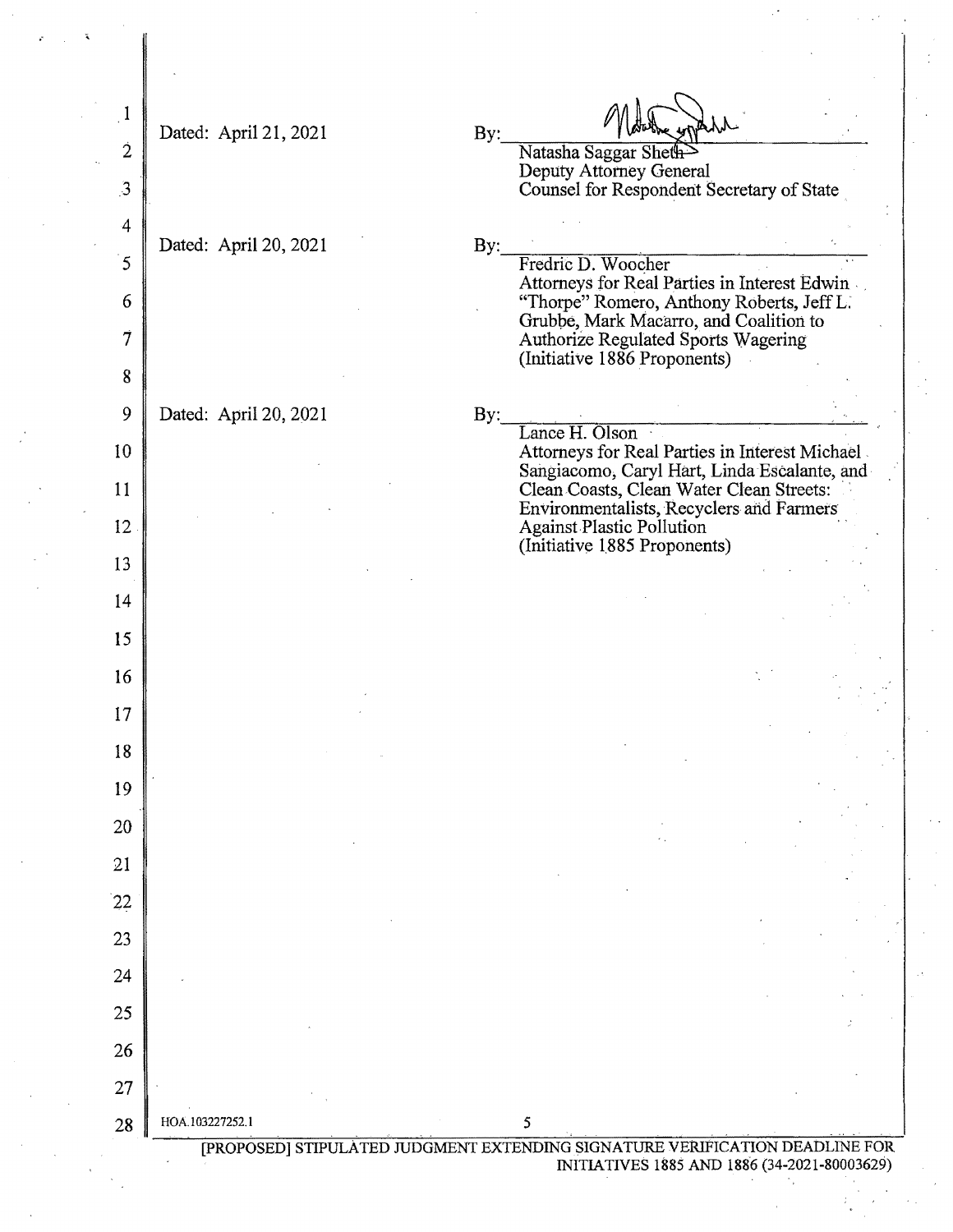Dated: April 21, 2021

By: ______________________________
Natasha Saggar Sheth
Deputy Attorney General
Counsel for Respondent Secretary of State

Dated: April 20, 2021

By: ______________________________
Fredric D. Woocher
Attorneys for Real Parties in Interest Edwin "Thorpe" Romero, Anthony Roberts, Jeff L. Grubbe, Mark Macarro, and Coalition to Authorize Regulated Sports Wagering (Initiative 1886 Proponents)

Dated: April 20, 2021

By: ______________________________
Lance H. Olson
Attorneys for Real Parties in Interest Michael Sangiacomo, Caryl Hart, Linda Escalante, and Clean Coasts, Clean Water Clean Streets: Environmentalists, Recyclers and Farmers Against Plastic Pollution (Initiative 1885 Proponents)

HOA.103227252.1

[PROPOSED] STIPULATED JUDGMENT EXTENDING SIGNATURE VERIFICATION DEADLINE FOR INITIATIVES 1885 AND 1886 (34-2021-80003629)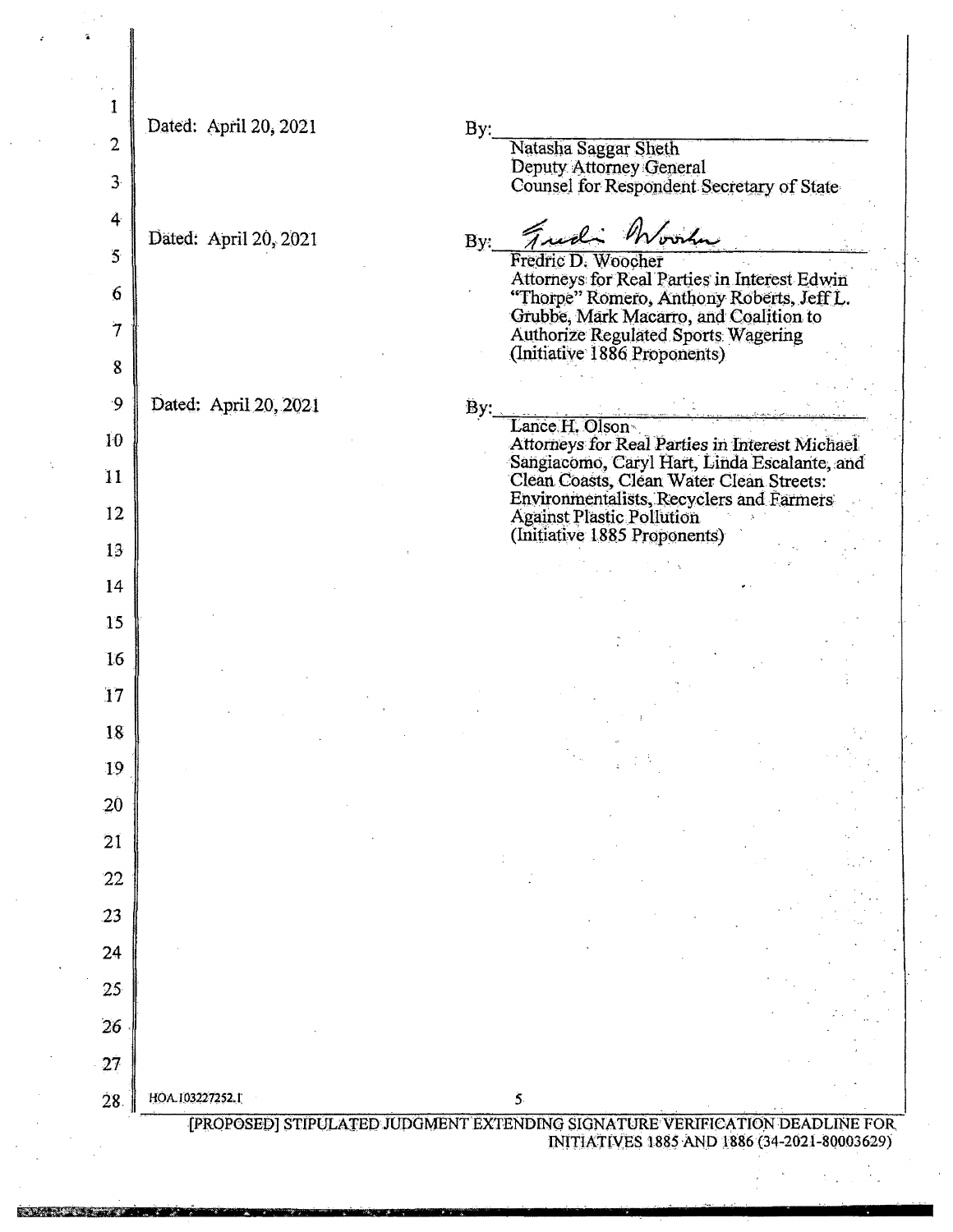Dated: April 20, 2021

By: ______________________________
Natasha Saggar Sheth
Deputy Attorney General
Counsel for Respondent Secretary of State

Dated: April 20, 2021

By: Fredric Woocher
Fredric D. Woocher
Attorneys for Real Parties in Interest Edwin "Thorpe" Romero, Anthony Roberts, Jeff L. Grubbe, Mark Macarro, and Coalition to Authorize Regulated Sports Wagering (Initiative 1886 Proponents)

Dated: April 20, 2021

By: ______________________________
Lance H. Olson
Attorneys for Real Parties in Interest Michael Sangiacomo, Caryl Hart, Linda Escalante, and Clean Coasts, Clean Water Clean Streets: Environmentalists, Recyclers and Farmers Against Plastic Pollution (Initiative 1885 Proponents)

HOA.103227252.1

[PROPOSED] STIPULATED JUDGMENT EXTENDING SIGNATURE VERIFICATION DEADLINE FOR INITIATIVES 1885 AND 1886 (34-2021-80003629)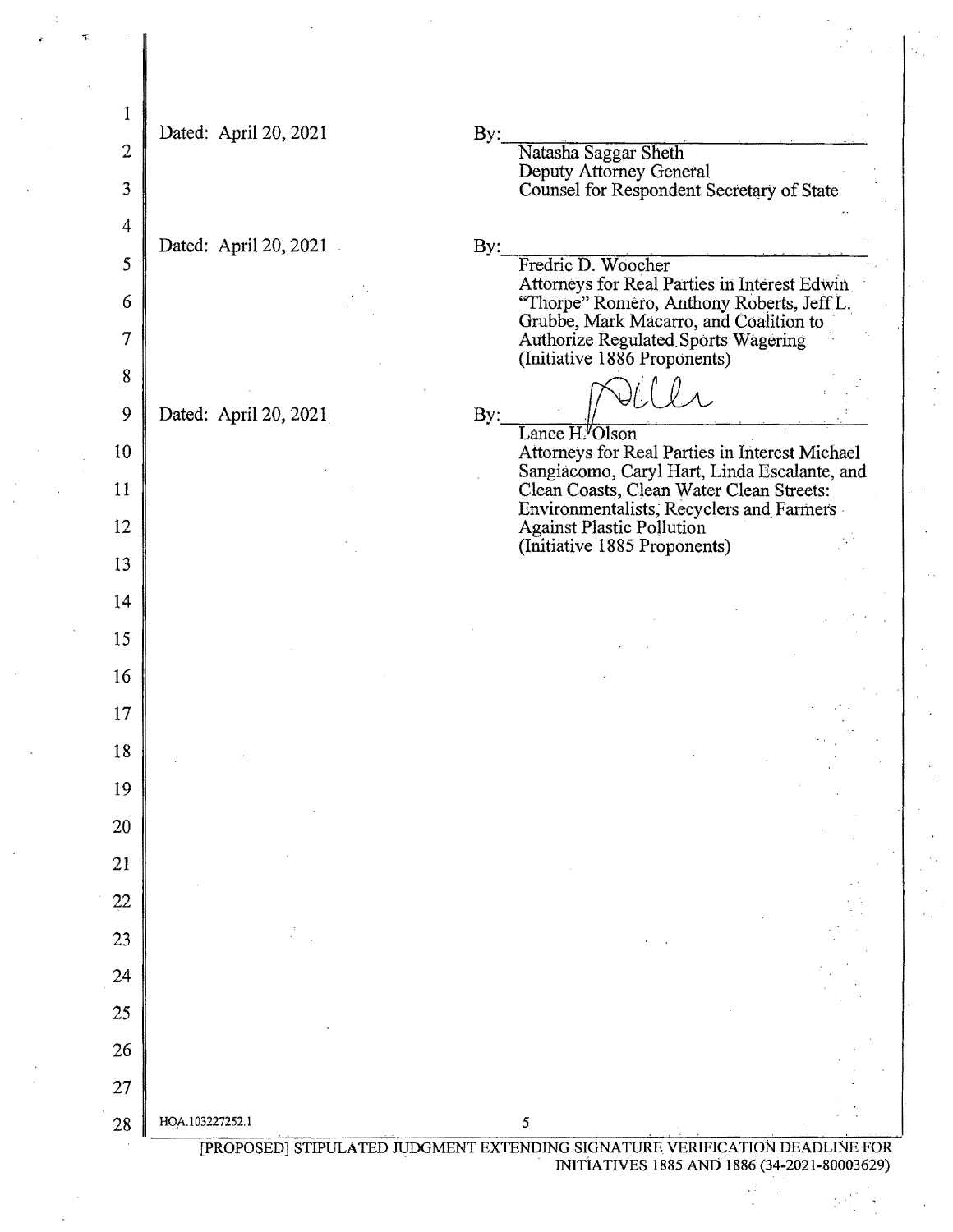Dated: April 20, 2021

By: ______________________________
Natasha Saggar Sheth
Deputy Attorney General
Counsel for Respondent Secretary of State

Dated: April 20, 2021

By: ______________________________
Fredric D. Woocher
Attorneys for Real Parties in Interest Edwin "Thorpe" Romero, Anthony Roberts, Jeff L. Grubbe, Mark Macarro, and Coalition to Authorize Regulated Sports Wagering (Initiative 1886 Proponents)

Dated: April 20, 2021

By: ______________________________
Lance H. Olson
Attorneys for Real Parties in Interest Michael Sangiacomo, Caryl Hart, Linda Escalante, and Clean Coasts, Clean Water Clean Streets: Environmentalists, Recyclers and Farmers Against Plastic Pollution (Initiative 1885 Proponents)

HOA.103227252.1

[PROPOSED] STIPULATED JUDGMENT EXTENDING SIGNATURE VERIFICATION DEADLINE FOR INITIATIVES 1885 AND 1886 (34-2021-80003629)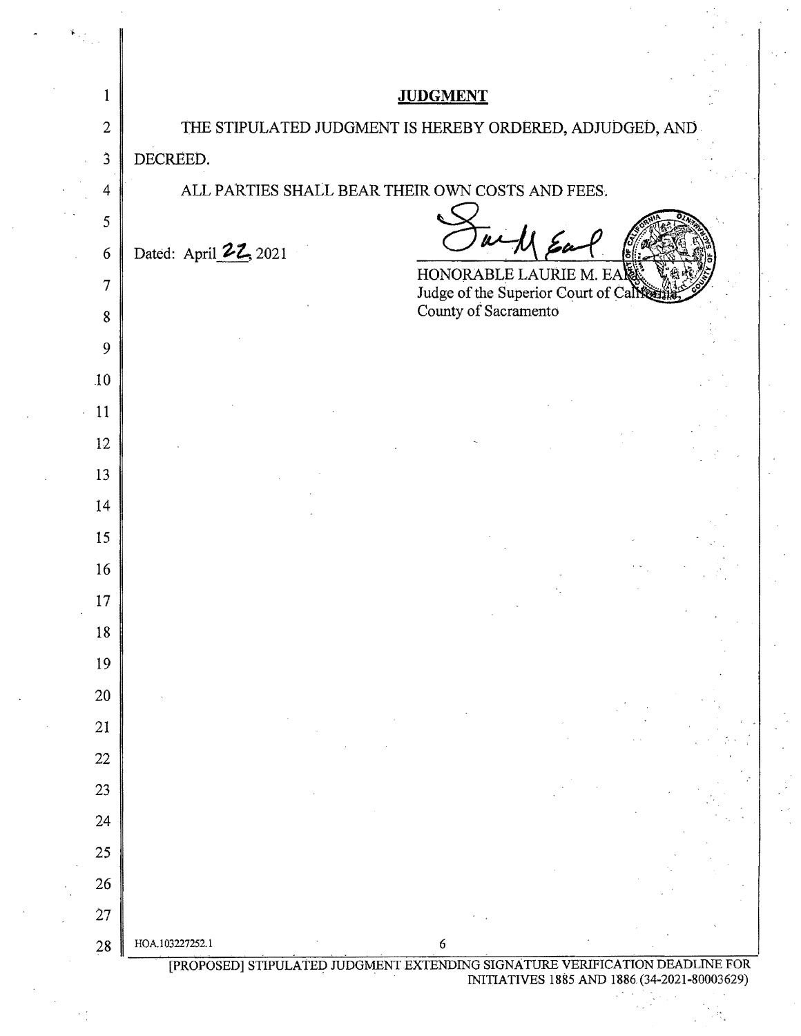**JUDGMENT**

THE STIPULATED JUDGMENT IS HEREBY ORDERED, ADJUDGED, AND DECREED.

ALL PARTIES SHALL BEAR THEIR OWN COSTS AND FEES.

Dated: April 22, 2021

HONORABLE LAURIE M. EARL
Judge of the Superior Court of California,
County of Sacramento

HOA.103227252.1

[PROPOSED] STIPULATED JUDGMENT EXTENDING SIGNATURE VERIFICATION DEADLINE FOR INITIATIVES 1885 AND 1886 (34-2021-80003629)